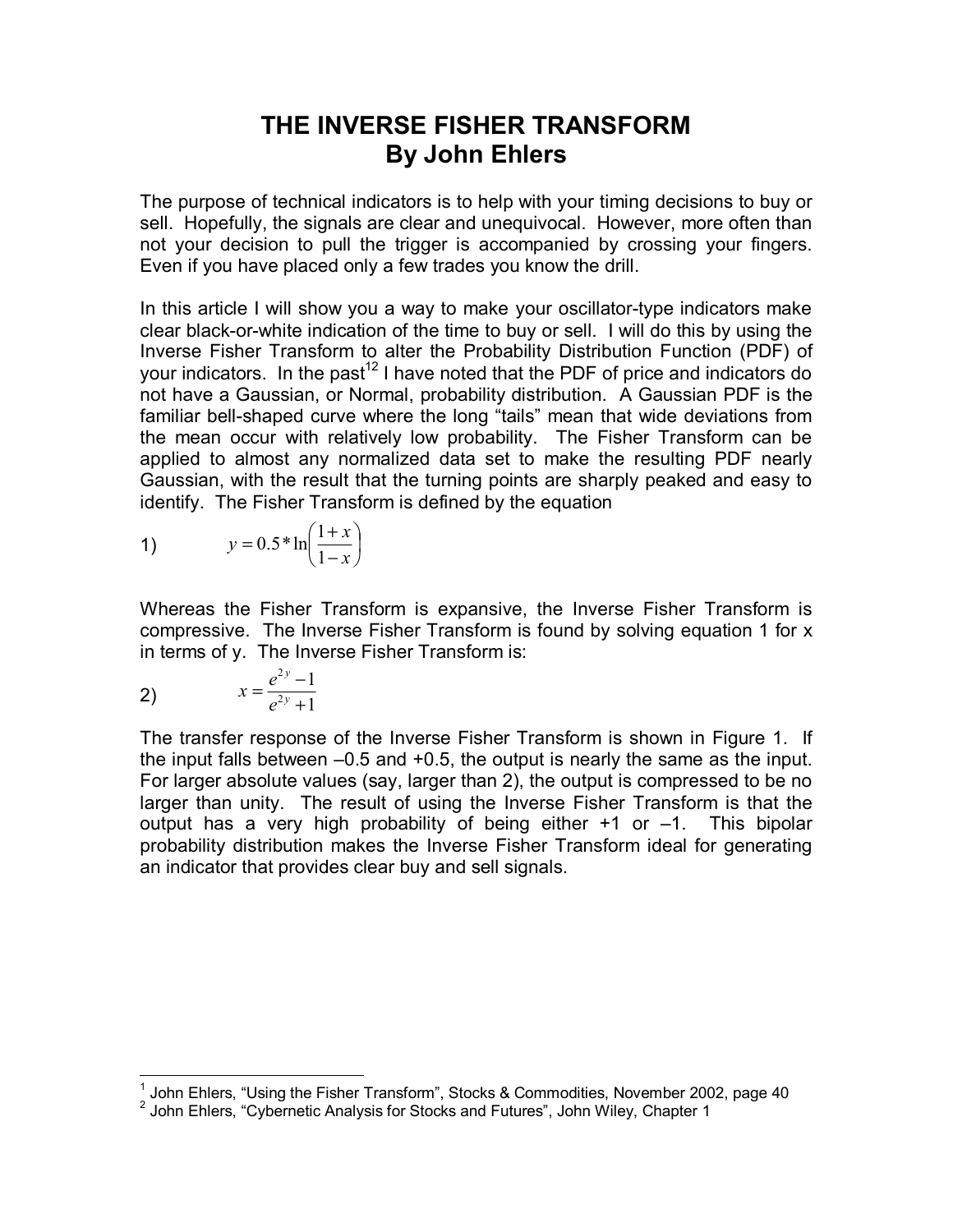# THE INVERSE FISHER TRANSFORM
## By John Ehlers

The purpose of technical indicators is to help with your timing decisions to buy or sell. Hopefully, the signals are clear and unequivocal. However, more often than not your decision to pull the trigger is accompanied by crossing your fingers. Even if you have placed only a few trades you know the drill.

In this article I will show you a way to make your oscillator-type indicators make clear black-or-white indication of the time to buy or sell. I will do this by using the Inverse Fisher Transform to alter the Probability Distribution Function (PDF) of your indicators. In the past[1,2] I have noted that the PDF of price and indicators do not have a Gaussian, or Normal, probability distribution. A Gaussian PDF is the familiar bell-shaped curve where the long "tails" mean that wide deviations from the mean occur with relatively low probability. The Fisher Transform can be applied to almost any normalized data set to make the resulting PDF nearly Gaussian, with the result that the turning points are sharply peaked and easy to identify. The Fisher Transform is defined by the equation

1) $$y = 0.5 * \ln\left(\frac{1+x}{1-x}\right)$$

Whereas the Fisher Transform is expansive, the Inverse Fisher Transform is compressive. The Inverse Fisher Transform is found by solving equation 1 for x in terms of y. The Inverse Fisher Transform is:

2) $$x = \frac{e^{2y}-1}{e^{2y}+1}$$

The transfer response of the Inverse Fisher Transform is shown in Figure 1. If the input falls between –0.5 and +0.5, the output is nearly the same as the input. For larger absolute values (say, larger than 2), the output is compressed to be no larger than unity. The result of using the Inverse Fisher Transform is that the output has a very high probability of being either +1 or –1. This bipolar probability distribution makes the Inverse Fisher Transform ideal for generating an indicator that provides clear buy and sell signals.

---

[1] John Ehlers, "Using the Fisher Transform", Stocks & Commodities, November 2002, page 40

[2] John Ehlers, "Cybernetic Analysis for Stocks and Futures", John Wiley, Chapter 1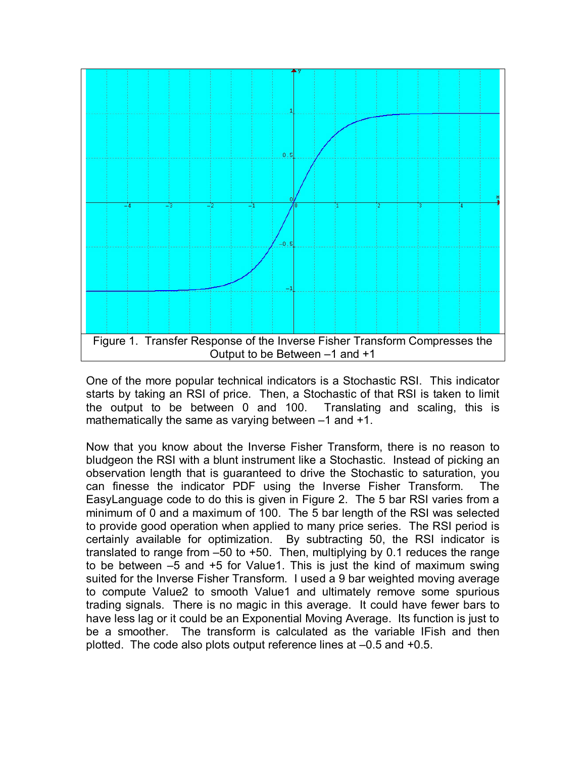Figure 1. Transfer Response of the Inverse Fisher Transform Compresses the Output to be Between –1 and +1

One of the more popular technical indicators is a Stochastic RSI. This indicator starts by taking an RSI of price. Then, a Stochastic of that RSI is taken to limit the output to be between 0 and 100. Translating and scaling, this is mathematically the same as varying between –1 and +1.

Now that you know about the Inverse Fisher Transform, there is no reason to bludgeon the RSI with a blunt instrument like a Stochastic. Instead of picking an observation length that is guaranteed to drive the Stochastic to saturation, you can finesse the indicator PDF using the Inverse Fisher Transform. The EasyLanguage code to do this is given in Figure 2. The 5 bar RSI varies from a minimum of 0 and a maximum of 100. The 5 bar length of the RSI was selected to provide good operation when applied to many price series. The RSI period is certainly available for optimization. By subtracting 50, the RSI indicator is translated to range from –50 to +50. Then, multiplying by 0.1 reduces the range to be between –5 and +5 for Value1. This is just the kind of maximum swing suited for the Inverse Fisher Transform. I used a 9 bar weighted moving average to compute Value2 to smooth Value1 and ultimately remove some spurious trading signals. There is no magic in this average. It could have fewer bars to have less lag or it could be an Exponential Moving Average. Its function is just to be a smoother. The transform is calculated as the variable IFish and then plotted. The code also plots output reference lines at –0.5 and +0.5.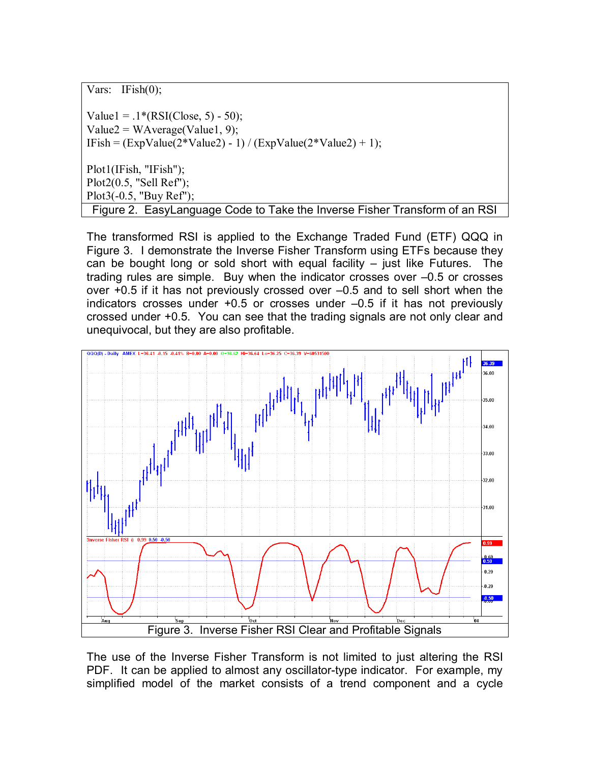```
Vars:   IFish(0);

Value1 = .1*(RSI(Close, 5) - 50);
Value2 = WAverage(Value1, 9);
IFish = (ExpValue(2*Value2) - 1) / (ExpValue(2*Value2) + 1);

Plot1(IFish, "IFish");
Plot2(0.5, "Sell Ref");
Plot3(-0.5, "Buy Ref");
```

Figure 2. EasyLanguage Code to Take the Inverse Fisher Transform of an RSI

The transformed RSI is applied to the Exchange Traded Fund (ETF) QQQ in Figure 3. I demonstrate the Inverse Fisher Transform using ETFs because they can be bought long or sold short with equal facility – just like Futures. The trading rules are simple. Buy when the indicator crosses over –0.5 or crosses over +0.5 if it has not previously crossed over –0.5 and to sell short when the indicators crosses under +0.5 or crosses under –0.5 if it has not previously crossed under +0.5. You can see that the trading signals are not only clear and unequivocal, but they are also profitable.

Figure 3. Inverse Fisher RSI Clear and Profitable Signals

The use of the Inverse Fisher Transform is not limited to just altering the RSI PDF. It can be applied to almost any oscillator-type indicator. For example, my simplified model of the market consists of a trend component and a cycle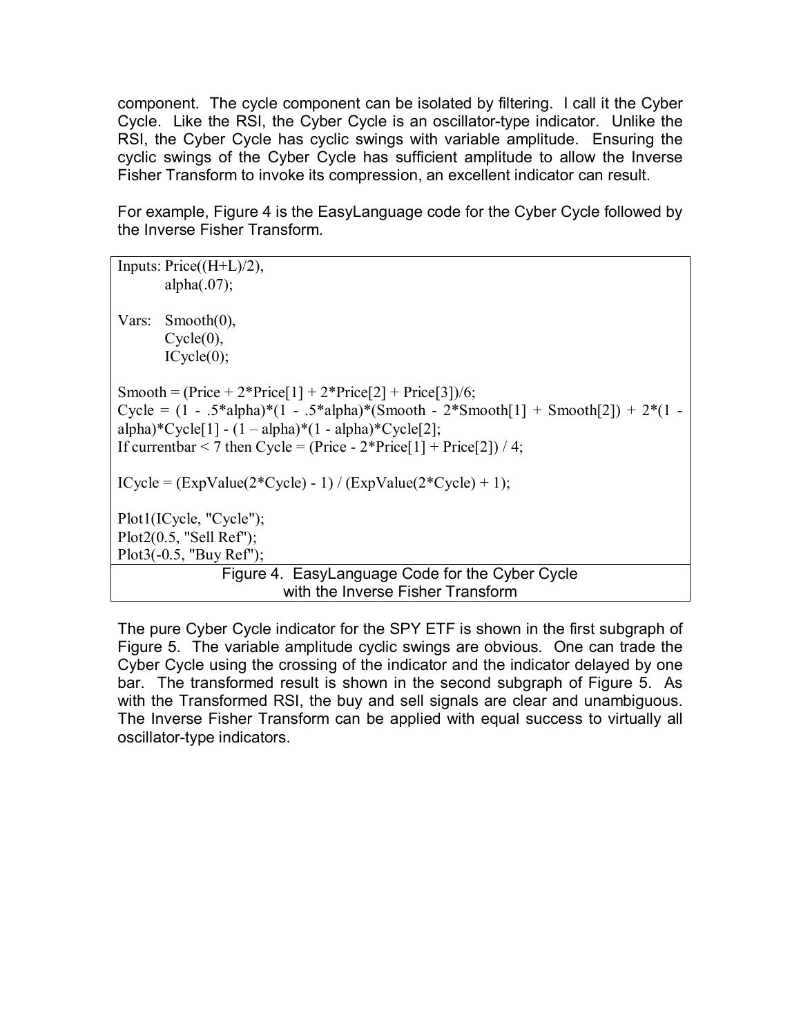component. The cycle component can be isolated by filtering. I call it the Cyber Cycle. Like the RSI, the Cyber Cycle is an oscillator-type indicator. Unlike the RSI, the Cyber Cycle has cyclic swings with variable amplitude. Ensuring the cyclic swings of the Cyber Cycle has sufficient amplitude to allow the Inverse Fisher Transform to invoke its compression, an excellent indicator can result.

For example, Figure 4 is the EasyLanguage code for the Cyber Cycle followed by the Inverse Fisher Transform.

```
Inputs: Price((H+L)/2),
        alpha(.07);

Vars:   Smooth(0),
        Cycle(0),
        ICycle(0);

Smooth = (Price + 2*Price[1] + 2*Price[2] + Price[3])/6;
Cycle = (1 - .5*alpha)*(1 - .5*alpha)*(Smooth - 2*Smooth[1] + Smooth[2]) + 2*(1 -
alpha)*Cycle[1] - (1 – alpha)*(1 - alpha)*Cycle[2];
If currentbar < 7 then Cycle = (Price - 2*Price[1] + Price[2]) / 4;

ICycle = (ExpValue(2*Cycle) - 1) / (ExpValue(2*Cycle) + 1);

Plot1(ICycle, "Cycle");
Plot2(0.5, "Sell Ref");
Plot3(-0.5, "Buy Ref");
```

Figure 4. EasyLanguage Code for the Cyber Cycle with the Inverse Fisher Transform

The pure Cyber Cycle indicator for the SPY ETF is shown in the first subgraph of Figure 5. The variable amplitude cyclic swings are obvious. One can trade the Cyber Cycle using the crossing of the indicator and the indicator delayed by one bar. The transformed result is shown in the second subgraph of Figure 5. As with the Transformed RSI, the buy and sell signals are clear and unambiguous. The Inverse Fisher Transform can be applied with equal success to virtually all oscillator-type indicators.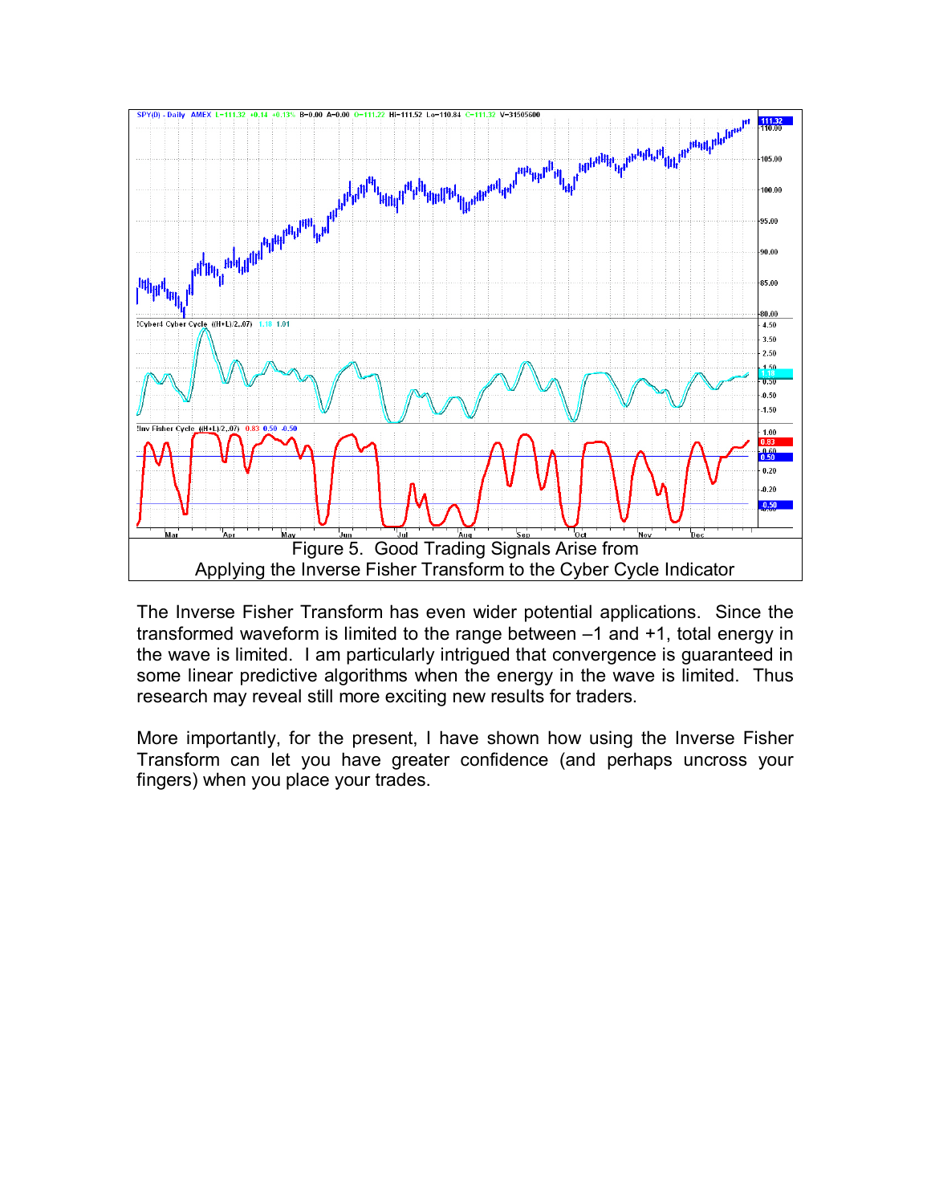SPY(D) - Daily AMEX L=111.32 +0.14 +0.13% B=0.00 A=0.00 O=111.22 Hi=111.52 Lo=110.84 C=111.32 V=31505600

!Cyber4 Cyber Cycle ((H+L)/2,.07) 1.10 1.01

!Inv Fisher Cycle ((H+L)/2,.07) 0.83 0.50 -0.50

Mar Apr May Jun Jul Aug Sep Oct Nov Dec

Figure 5. Good Trading Signals Arise from Applying the Inverse Fisher Transform to the Cyber Cycle Indicator

The Inverse Fisher Transform has even wider potential applications. Since the transformed waveform is limited to the range between –1 and +1, total energy in the wave is limited. I am particularly intrigued that convergence is guaranteed in some linear predictive algorithms when the energy in the wave is limited. Thus research may reveal still more exciting new results for traders.

More importantly, for the present, I have shown how using the Inverse Fisher Transform can let you have greater confidence (and perhaps uncross your fingers) when you place your trades.